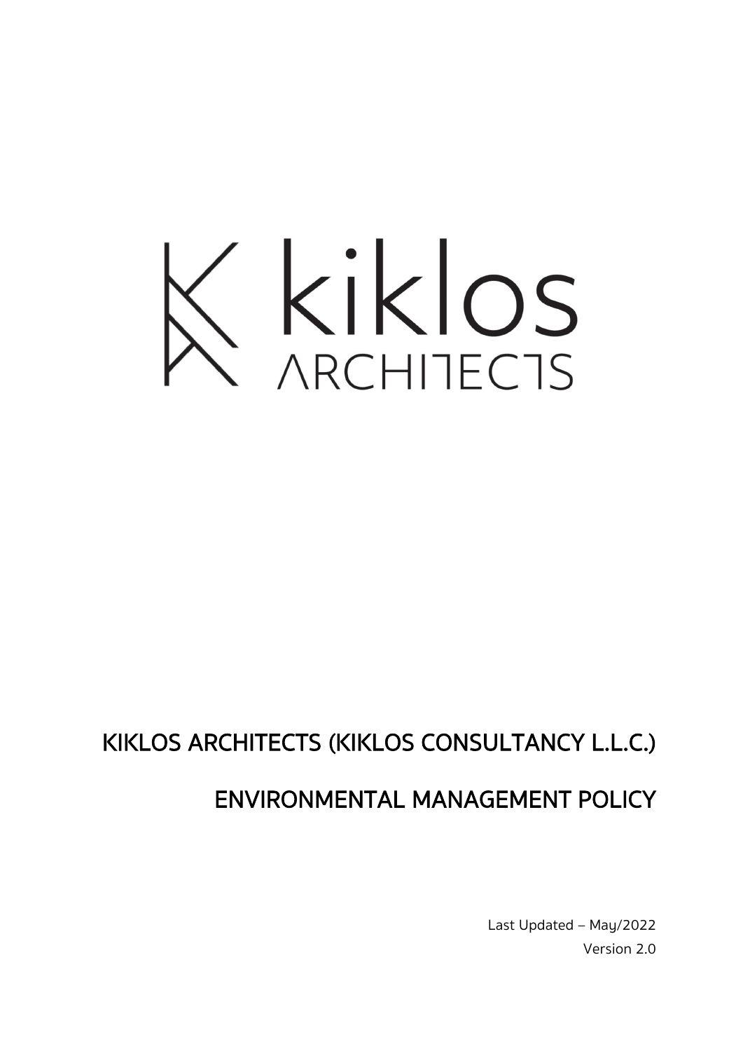kiklos ARCHITECTS

# KIKLOS ARCHITECTS (KIKLOS CONSULTANCY L.L.C.)

# ENVIRONMENTAL MANAGEMENT POLICY

Last Updated – May/2022

Version 2.0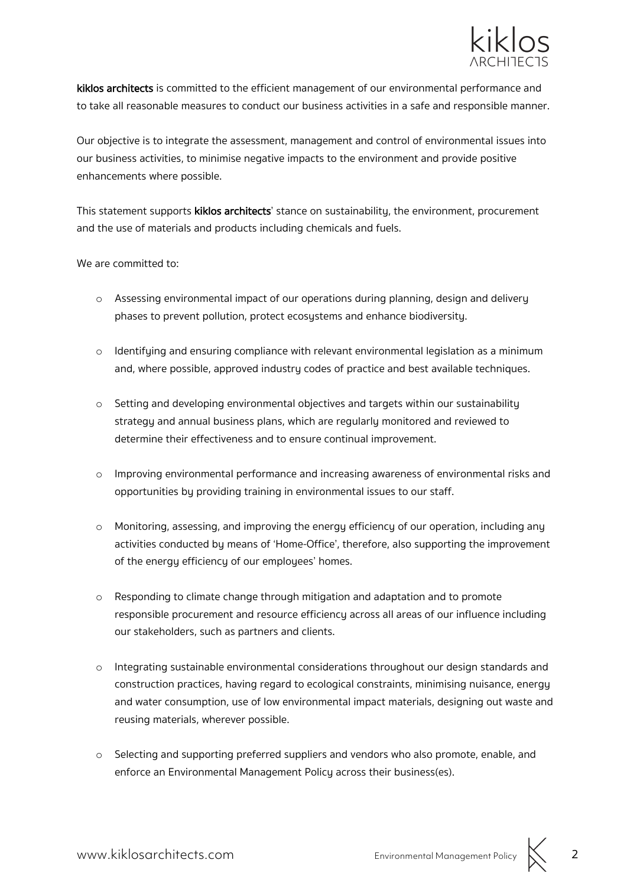**kiklos architects** is committed to the efficient management of our environmental performance and to take all reasonable measures to conduct our business activities in a safe and responsible manner.

Our objective is to integrate the assessment, management and control of environmental issues into our business activities, to minimise negative impacts to the environment and provide positive enhancements where possible.

This statement supports **kiklos architects**' stance on sustainability, the environment, procurement and the use of materials and products including chemicals and fuels.

We are committed to:

- Assessing environmental impact of our operations during planning, design and delivery phases to prevent pollution, protect ecosystems and enhance biodiversity.
- Identifying and ensuring compliance with relevant environmental legislation as a minimum and, where possible, approved industry codes of practice and best available techniques.
- Setting and developing environmental objectives and targets within our sustainability strategy and annual business plans, which are regularly monitored and reviewed to determine their effectiveness and to ensure continual improvement.
- Improving environmental performance and increasing awareness of environmental risks and opportunities by providing training in environmental issues to our staff.
- Monitoring, assessing, and improving the energy efficiency of our operation, including any activities conducted by means of 'Home-Office', therefore, also supporting the improvement of the energy efficiency of our employees' homes.
- Responding to climate change through mitigation and adaptation and to promote responsible procurement and resource efficiency across all areas of our influence including our stakeholders, such as partners and clients.
- Integrating sustainable environmental considerations throughout our design standards and construction practices, having regard to ecological constraints, minimising nuisance, energy and water consumption, use of low environmental impact materials, designing out waste and reusing materials, wherever possible.
- Selecting and supporting preferred suppliers and vendors who also promote, enable, and enforce an Environmental Management Policy across their business(es).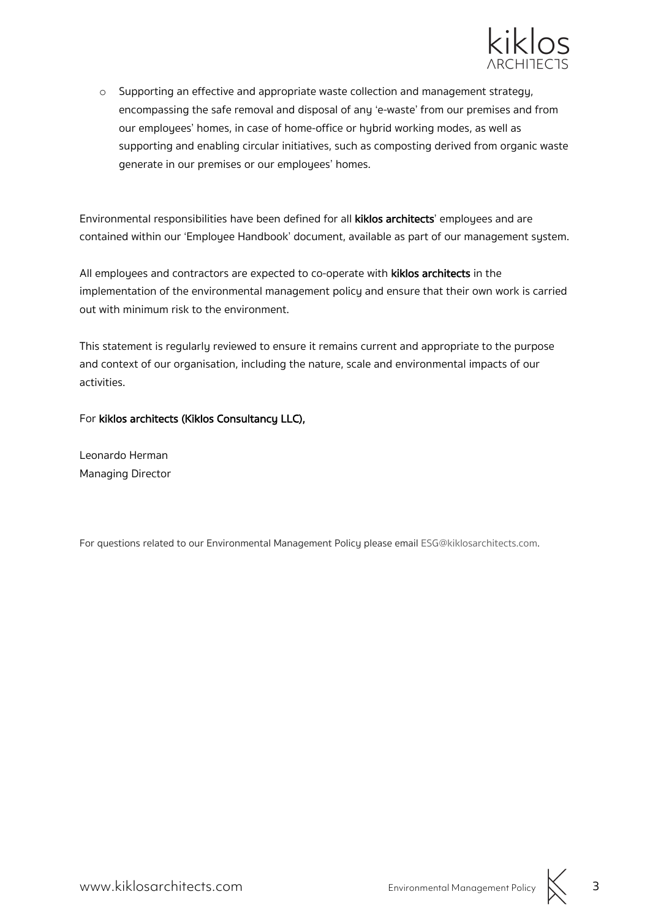- Supporting an effective and appropriate waste collection and management strategy, encompassing the safe removal and disposal of any 'e-waste' from our premises and from our employees' homes, in case of home-office or hybrid working modes, as well as supporting and enabling circular initiatives, such as composting derived from organic waste generate in our premises or our employees' homes.

Environmental responsibilities have been defined for all **kiklos architects**' employees and are contained within our 'Employee Handbook' document, available as part of our management system.

All employees and contractors are expected to co-operate with **kiklos architects** in the implementation of the environmental management policy and ensure that their own work is carried out with minimum risk to the environment.

This statement is regularly reviewed to ensure it remains current and appropriate to the purpose and context of our organisation, including the nature, scale and environmental impacts of our activities.

For **kiklos architects (Kiklos Consultancy LLC),**

Leonardo Herman
Managing Director

For questions related to our Environmental Management Policy please email ESG@kiklosarchitects.com.